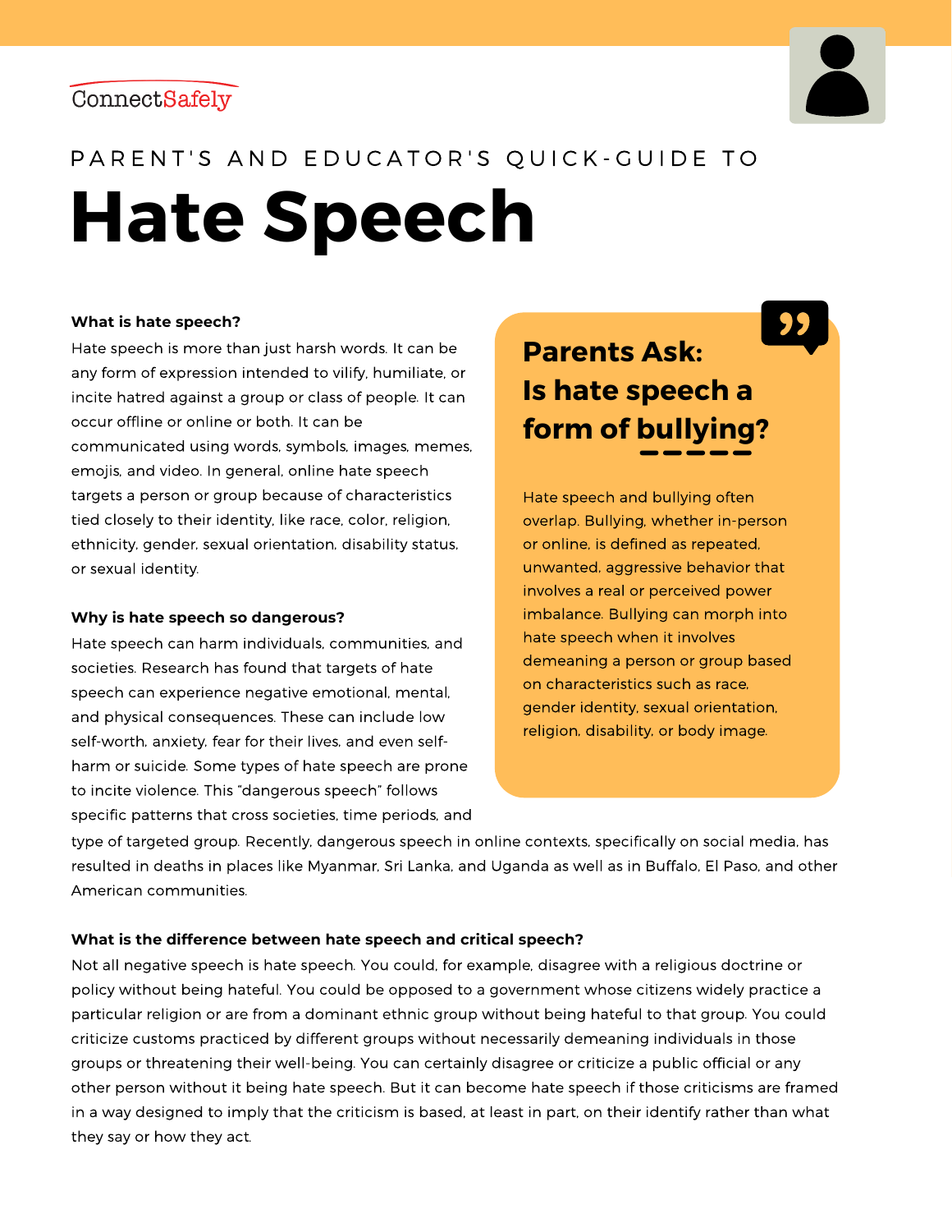ConnectSafely

PARENT'S AND EDUCATOR'S QUICK-GUIDE TO

# Hate Speech

**What is hate speech?**

Hate speech is more than just harsh words. It can be any form of expression intended to vilify, humiliate, or incite hatred against a group or class of people. It can occur offline or online or both. It can be communicated using words, symbols, images, memes, emojis, and video. In general, online hate speech targets a person or group because of characteristics tied closely to their identity, like race, color, religion, ethnicity, gender, sexual orientation, disability status, or sexual identity.

**Why is hate speech so dangerous?**

Hate speech can harm individuals, communities, and societies. Research has found that targets of hate speech can experience negative emotional, mental, and physical consequences. These can include low self-worth, anxiety, fear for their lives, and even self-harm or suicide. Some types of hate speech are prone to incite violence. This "dangerous speech" follows specific patterns that cross societies, time periods, and type of targeted group. Recently, dangerous speech in online contexts, specifically on social media, has resulted in deaths in places like Myanmar, Sri Lanka, and Uganda as well as in Buffalo, El Paso, and other American communities.

## Parents Ask: Is hate speech a form of bullying?

Hate speech and bullying often overlap. Bullying, whether in-person or online, is defined as repeated, unwanted, aggressive behavior that involves a real or perceived power imbalance. Bullying can morph into hate speech when it involves demeaning a person or group based on characteristics such as race, gender identity, sexual orientation, religion, disability, or body image.

**What is the difference between hate speech and critical speech?**

Not all negative speech is hate speech. You could, for example, disagree with a religious doctrine or policy without being hateful. You could be opposed to a government whose citizens widely practice a particular religion or are from a dominant ethnic group without being hateful to that group. You could criticize customs practiced by different groups without necessarily demeaning individuals in those groups or threatening their well-being. You can certainly disagree or criticize a public official or any other person without it being hate speech. But it can become hate speech if those criticisms are framed in a way designed to imply that the criticism is based, at least in part, on their identify rather than what they say or how they act.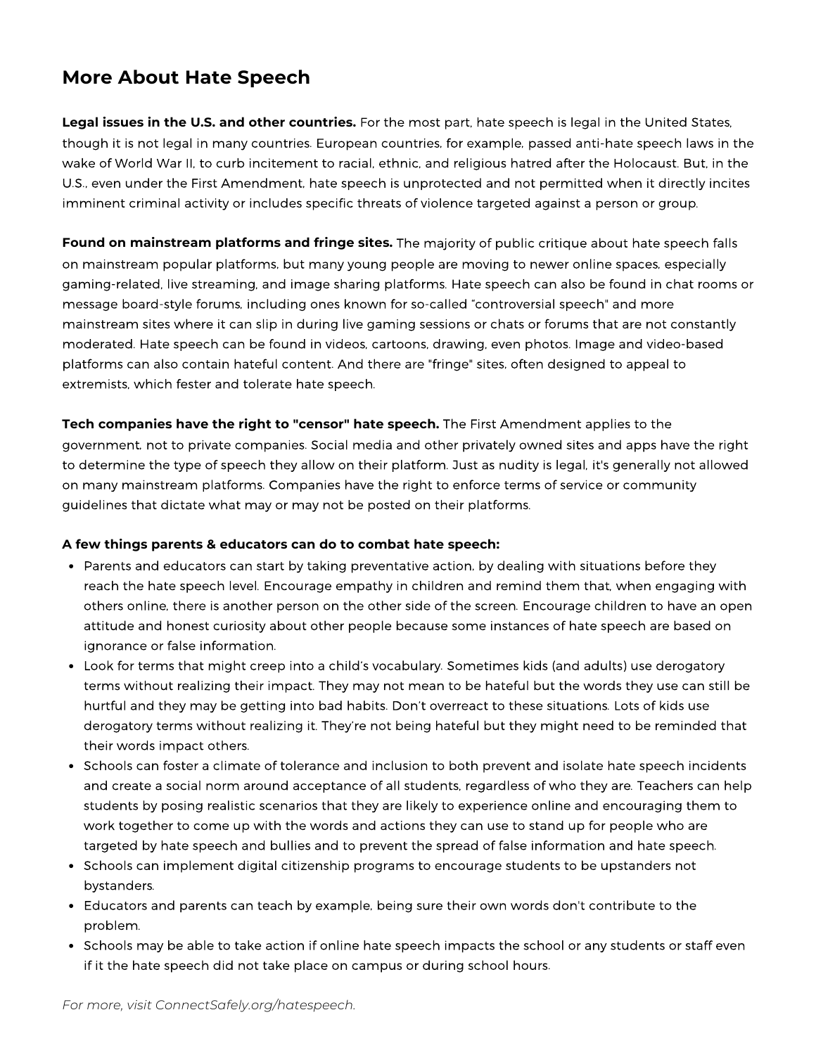## More About Hate Speech

**Legal issues in the U.S. and other countries.** For the most part, hate speech is legal in the United States, though it is not legal in many countries. European countries, for example, passed anti-hate speech laws in the wake of World War II, to curb incitement to racial, ethnic, and religious hatred after the Holocaust. But, in the U.S., even under the First Amendment, hate speech is unprotected and not permitted when it directly incites imminent criminal activity or includes specific threats of violence targeted against a person or group.

**Found on mainstream platforms and fringe sites.** The majority of public critique about hate speech falls on mainstream popular platforms, but many young people are moving to newer online spaces, especially gaming-related, live streaming, and image sharing platforms. Hate speech can also be found in chat rooms or message board-style forums, including ones known for so-called "controversial speech" and more mainstream sites where it can slip in during live gaming sessions or chats or forums that are not constantly moderated. Hate speech can be found in videos, cartoons, drawing, even photos. Image and video-based platforms can also contain hateful content. And there are "fringe" sites, often designed to appeal to extremists, which fester and tolerate hate speech.

**Tech companies have the right to "censor" hate speech.** The First Amendment applies to the government, not to private companies. Social media and other privately owned sites and apps have the right to determine the type of speech they allow on their platform. Just as nudity is legal, it's generally not allowed on many mainstream platforms. Companies have the right to enforce terms of service or community guidelines that dictate what may or may not be posted on their platforms.

**A few things parents & educators can do to combat hate speech:**

- Parents and educators can start by taking preventative action, by dealing with situations before they reach the hate speech level. Encourage empathy in children and remind them that, when engaging with others online, there is another person on the other side of the screen. Encourage children to have an open attitude and honest curiosity about other people because some instances of hate speech are based on ignorance or false information.
- Look for terms that might creep into a child's vocabulary. Sometimes kids (and adults) use derogatory terms without realizing their impact. They may not mean to be hateful but the words they use can still be hurtful and they may be getting into bad habits. Don't overreact to these situations. Lots of kids use derogatory terms without realizing it. They're not being hateful but they might need to be reminded that their words impact others.
- Schools can foster a climate of tolerance and inclusion to both prevent and isolate hate speech incidents and create a social norm around acceptance of all students, regardless of who they are. Teachers can help students by posing realistic scenarios that they are likely to experience online and encouraging them to work together to come up with the words and actions they can use to stand up for people who are targeted by hate speech and bullies and to prevent the spread of false information and hate speech.
- Schools can implement digital citizenship programs to encourage students to be upstanders not bystanders.
- Educators and parents can teach by example, being sure their own words don't contribute to the problem.
- Schools may be able to take action if online hate speech impacts the school or any students or staff even if it the hate speech did not take place on campus or during school hours.

*For more, visit ConnectSafely.org/hatespeech.*